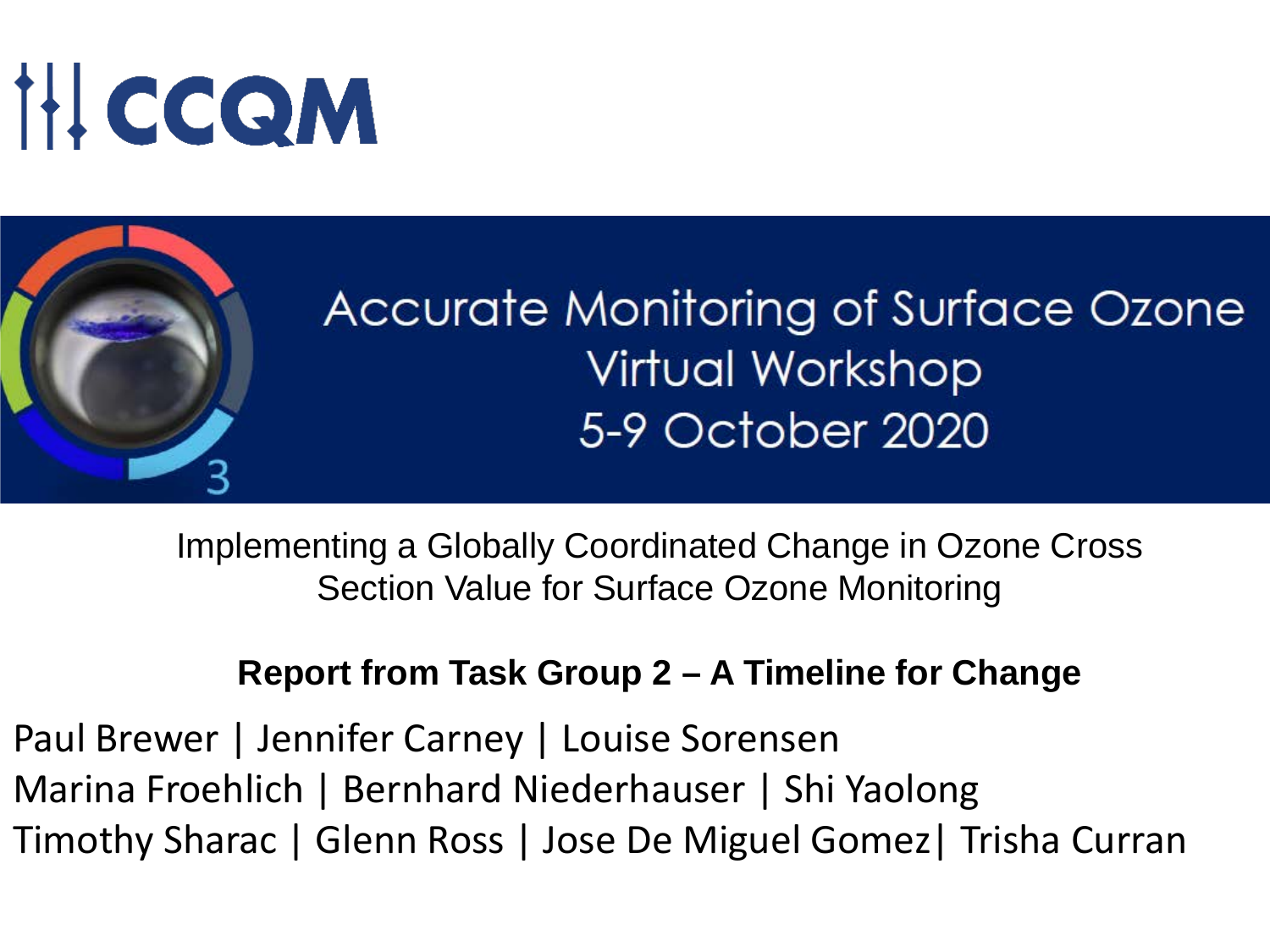CCQM

# Accurate Monitoring of Surface Ozone Virtual Workshop
## 5-9 October 2020

Implementing a Globally Coordinated Change in Ozone Cross Section Value for Surface Ozone Monitoring

**Report from Task Group 2 – A Timeline for Change**

Paul Brewer | Jennifer Carney | Louise Sorensen
Marina Froehlich | Bernhard Niederhauser | Shi Yaolong
Timothy Sharac | Glenn Ross | Jose De Miguel Gomez| Trisha Curran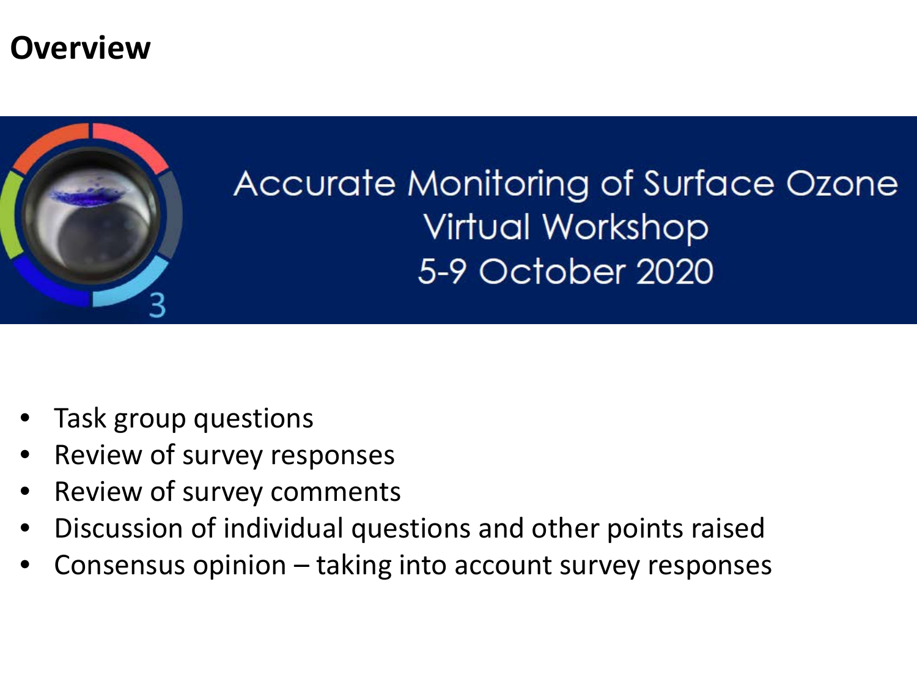# Overview

Accurate Monitoring of Surface Ozone
Virtual Workshop
5-9 October 2020

- Task group questions
- Review of survey responses
- Review of survey comments
- Discussion of individual questions and other points raised
- Consensus opinion – taking into account survey responses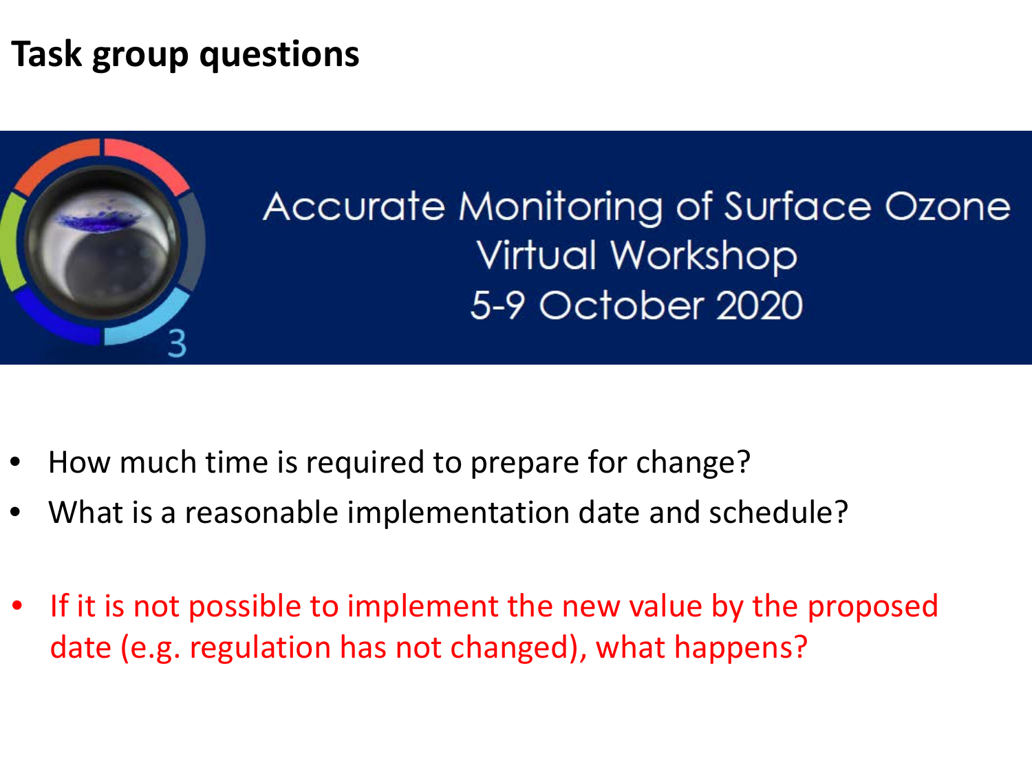# Task group questions

Accurate Monitoring of Surface Ozone
Virtual Workshop
5-9 October 2020

- How much time is required to prepare for change?
- What is a reasonable implementation date and schedule?

- If it is not possible to implement the new value by the proposed date (e.g. regulation has not changed), what happens?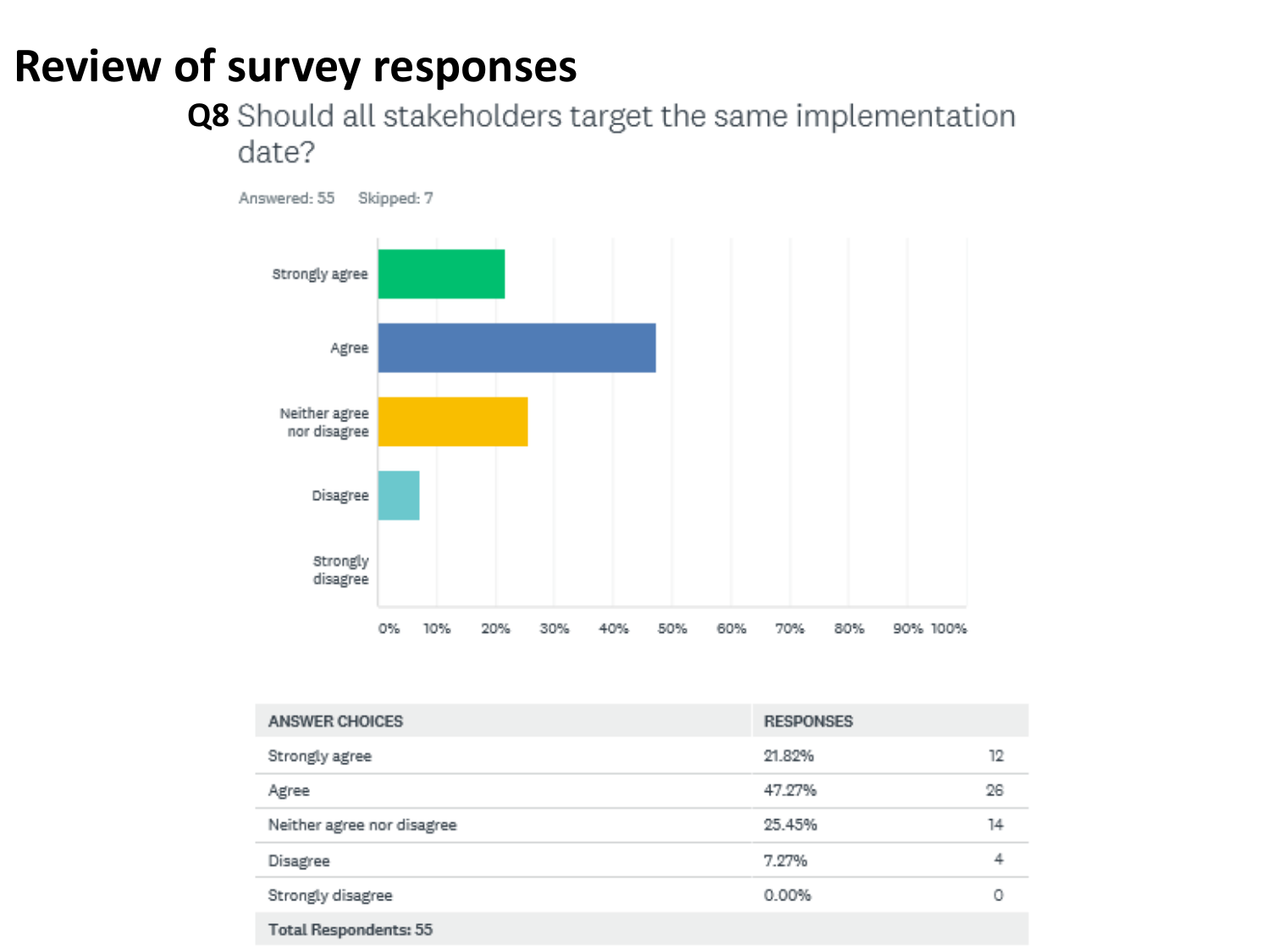# Review of survey responses

**Q8** Should all stakeholders target the same implementation date?

Answered: 55 Skipped: 7

| ANSWER CHOICES | RESPONSES | |
|---|---|---|
| Strongly agree | 21.82% | 12 |
| Agree | 47.27% | 26 |
| Neither agree nor disagree | 25.45% | 14 |
| Disagree | 7.27% | 4 |
| Strongly disagree | 0.00% | 0 |
| **Total Respondents: 55** | | |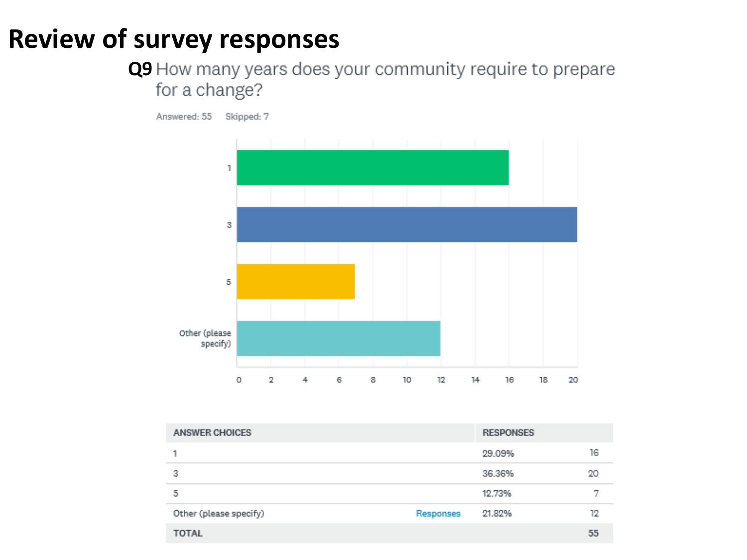# Review of survey responses

**Q9** How many years does your community require to prepare for a change?

Answered: 55 Skipped: 7

| ANSWER CHOICES | | RESPONSES | |
|---|---|---|---|
| 1 | | 29.09% | 16 |
| 3 | | 36.36% | 20 |
| 5 | | 12.73% | 7 |
| Other (please specify) | Responses | 21.82% | 12 |
| TOTAL | | | 55 |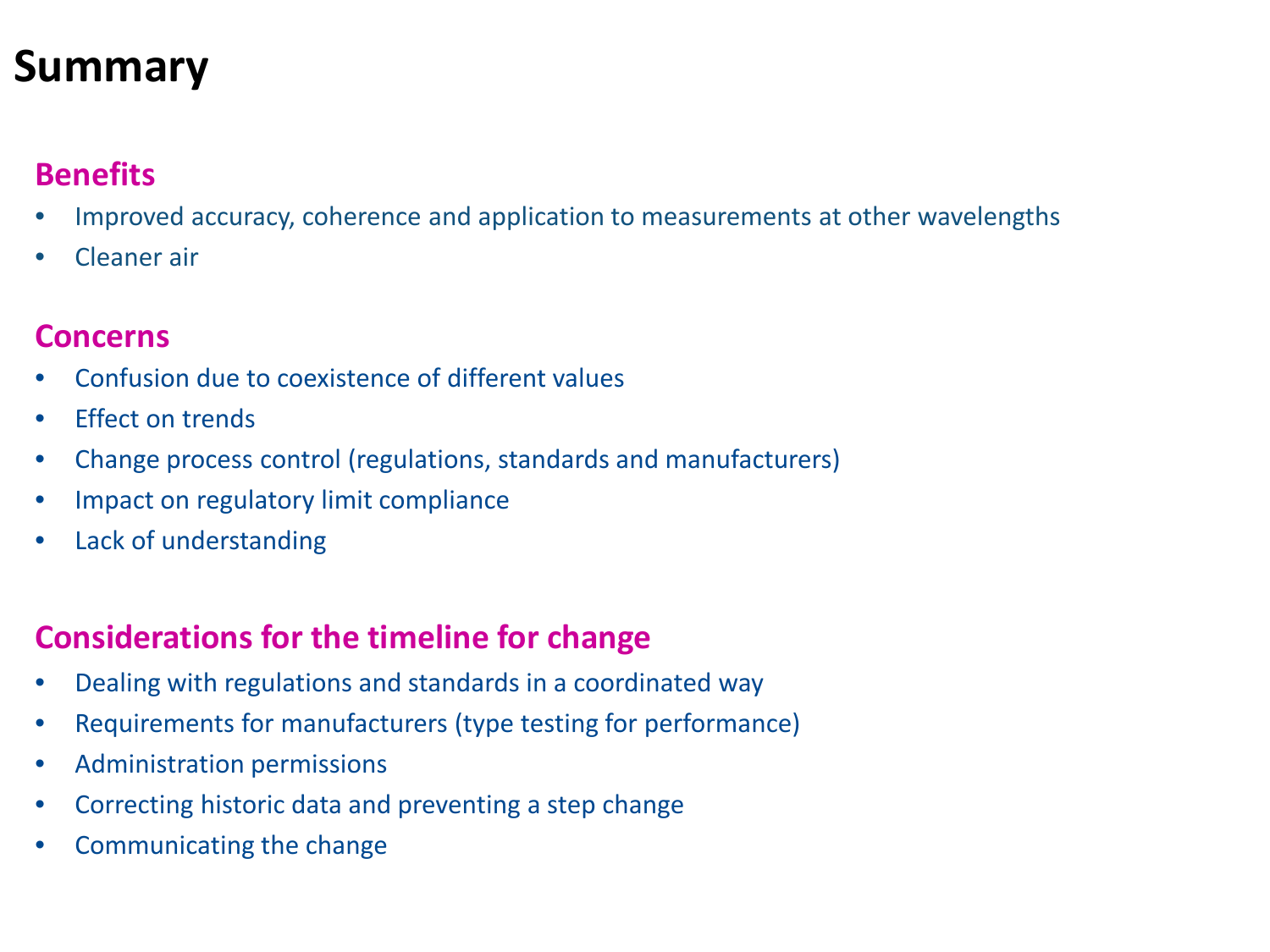# Summary

## Benefits

- Improved accuracy, coherence and application to measurements at other wavelengths
- Cleaner air

## Concerns

- Confusion due to coexistence of different values
- Effect on trends
- Change process control (regulations, standards and manufacturers)
- Impact on regulatory limit compliance
- Lack of understanding

## Considerations for the timeline for change

- Dealing with regulations and standards in a coordinated way
- Requirements for manufacturers (type testing for performance)
- Administration permissions
- Correcting historic data and preventing a step change
- Communicating the change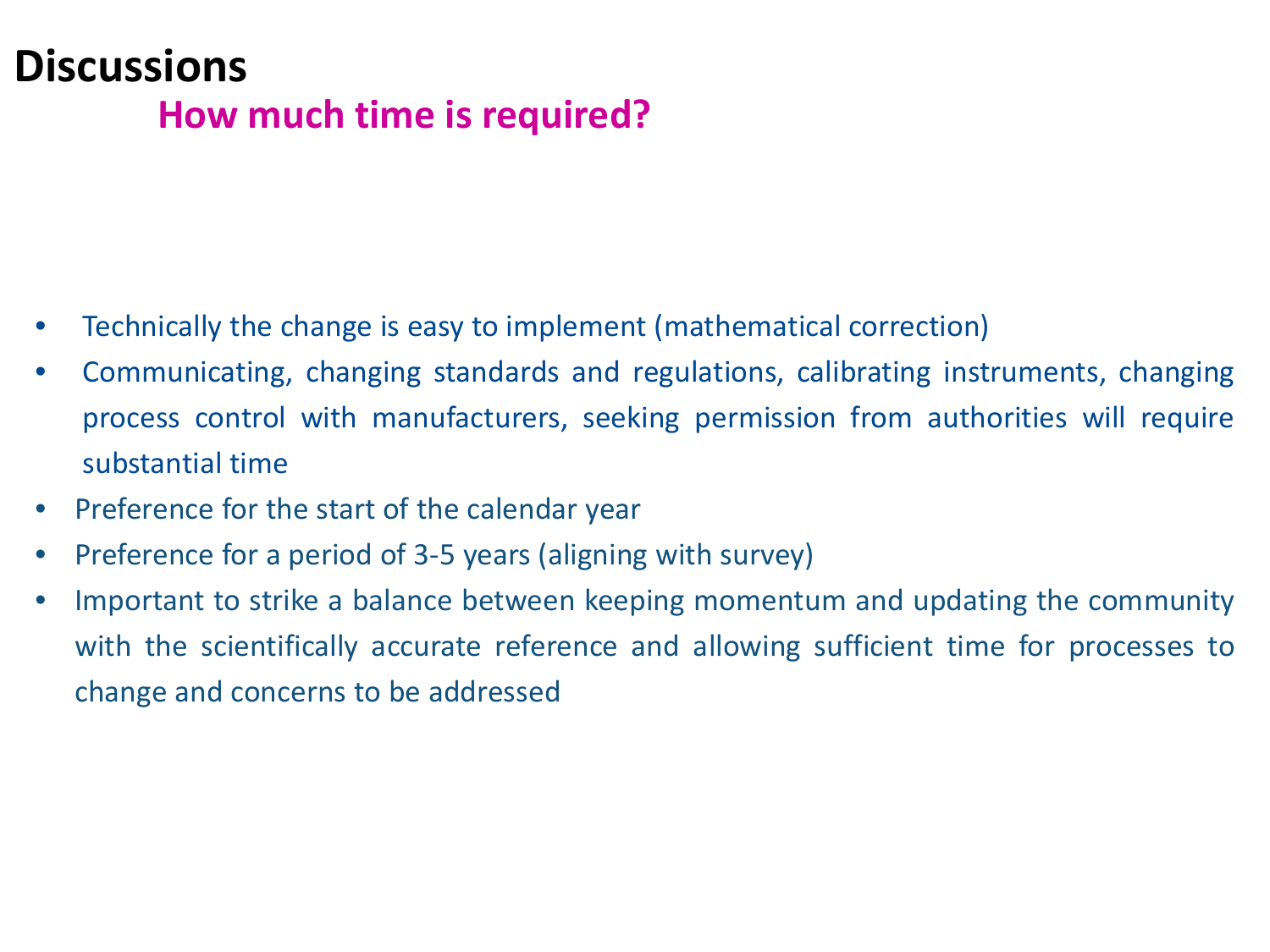# Discussions

## How much time is required?

- Technically the change is easy to implement (mathematical correction)
- Communicating, changing standards and regulations, calibrating instruments, changing process control with manufacturers, seeking permission from authorities will require substantial time
- Preference for the start of the calendar year
- Preference for a period of 3-5 years (aligning with survey)
- Important to strike a balance between keeping momentum and updating the community with the scientifically accurate reference and allowing sufficient time for processes to change and concerns to be addressed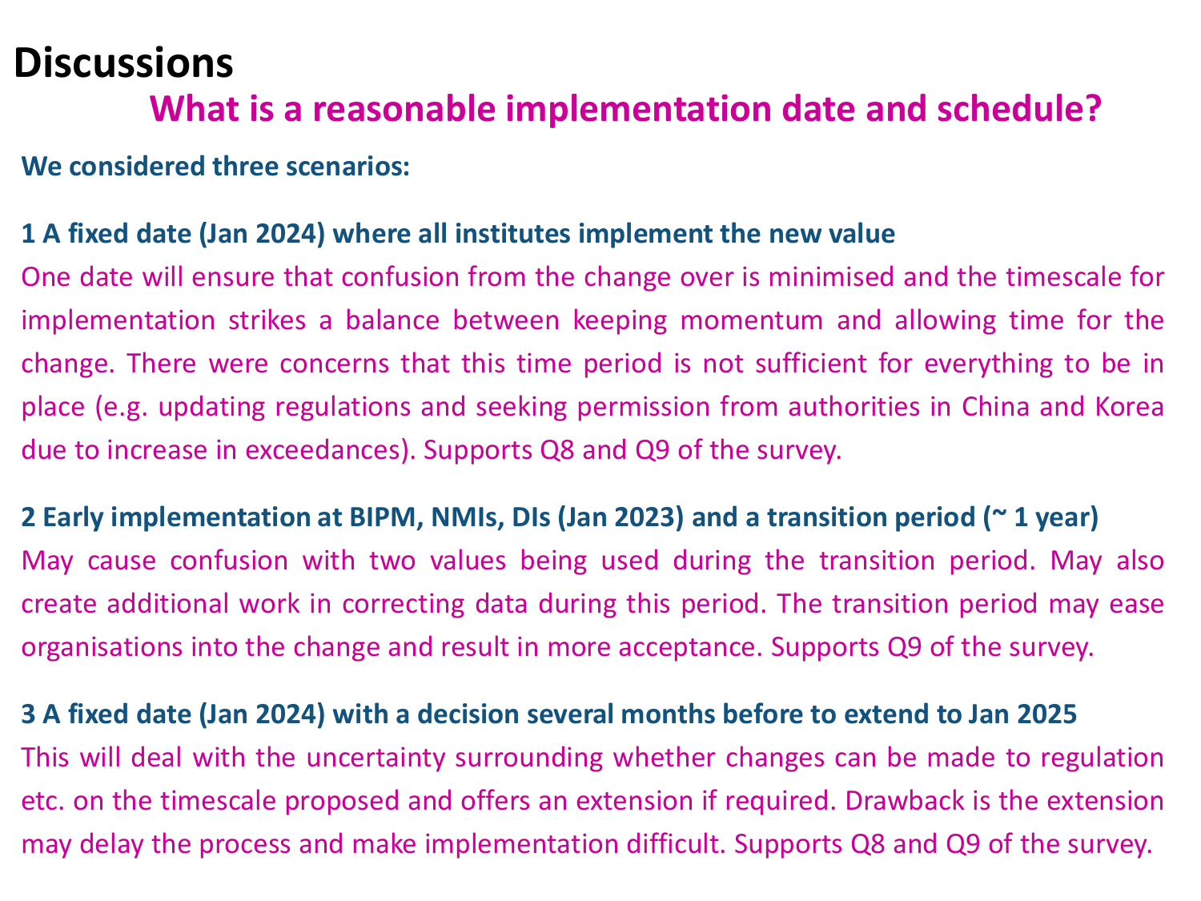# Discussions

## What is a reasonable implementation date and schedule?

**We considered three scenarios:**

**1 A fixed date (Jan 2024) where all institutes implement the new value**

One date will ensure that confusion from the change over is minimised and the timescale for implementation strikes a balance between keeping momentum and allowing time for the change. There were concerns that this time period is not sufficient for everything to be in place (e.g. updating regulations and seeking permission from authorities in China and Korea due to increase in exceedances). Supports Q8 and Q9 of the survey.

**2 Early implementation at BIPM, NMIs, DIs (Jan 2023) and a transition period (~ 1 year)**

May cause confusion with two values being used during the transition period. May also create additional work in correcting data during this period. The transition period may ease organisations into the change and result in more acceptance. Supports Q9 of the survey.

**3 A fixed date (Jan 2024) with a decision several months before to extend to Jan 2025**

This will deal with the uncertainty surrounding whether changes can be made to regulation etc. on the timescale proposed and offers an extension if required. Drawback is the extension may delay the process and make implementation difficult. Supports Q8 and Q9 of the survey.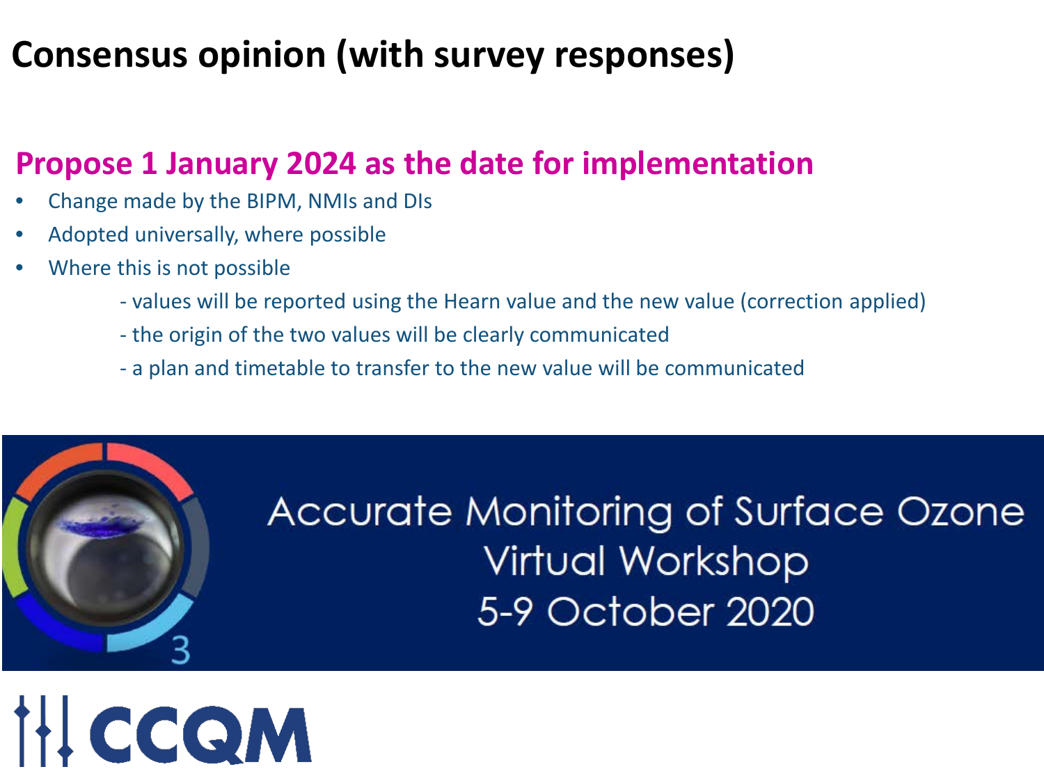# Consensus opinion (with survey responses)

## Propose 1 January 2024 as the date for implementation

- Change made by the BIPM, NMIs and DIs
- Adopted universally, where possible
- Where this is not possible
  - values will be reported using the Hearn value and the new value (correction applied)
  - the origin of the two values will be clearly communicated
  - a plan and timetable to transfer to the new value will be communicated

Accurate Monitoring of Surface Ozone
Virtual Workshop
5-9 October 2020

CCQM